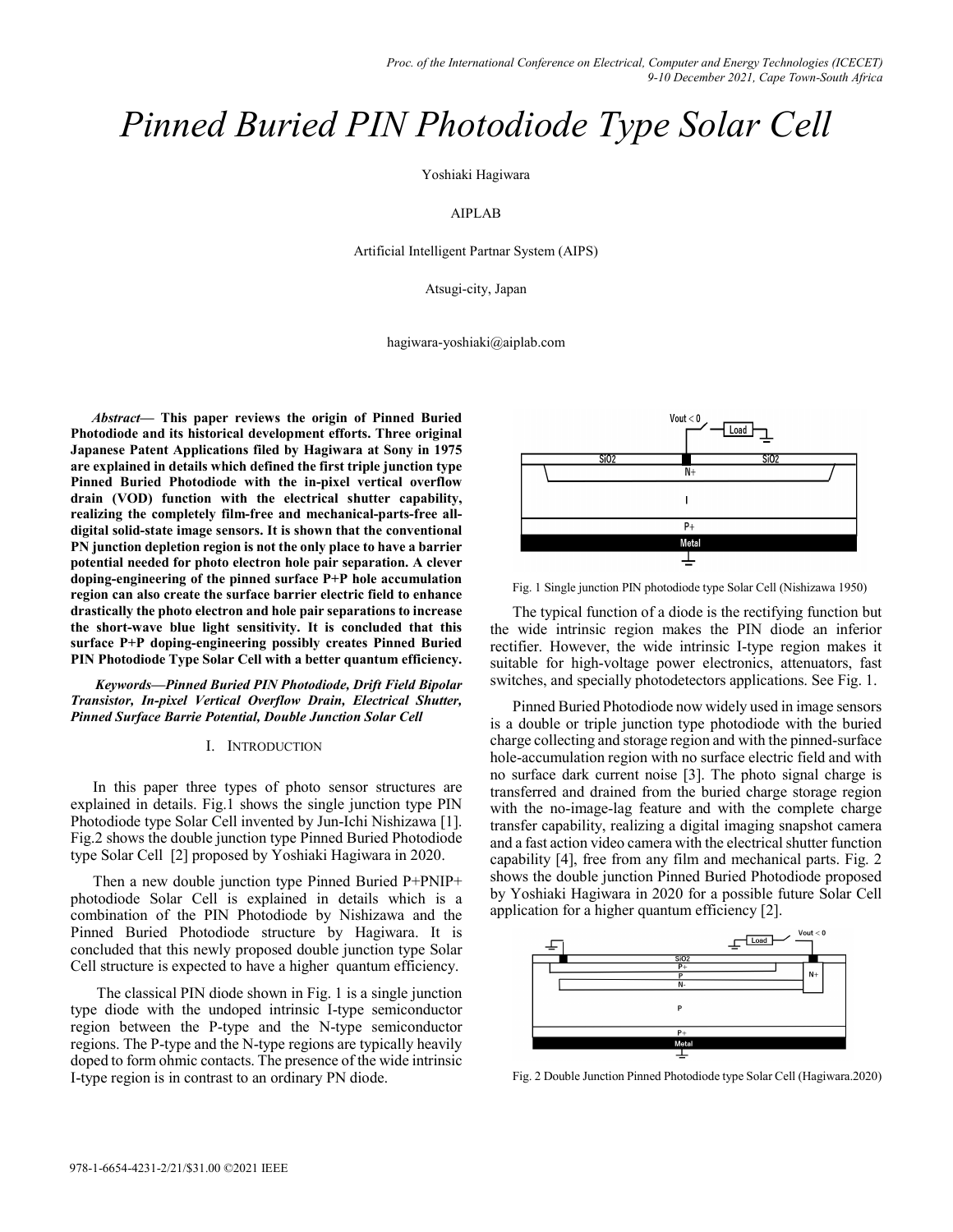# Pinned Buried PIN Photodiode Type Solar Cell

Yoshiaki Hagiwara

AIPLAB

Artificial Intelligent Partnar System (AIPS)

Atsugi-city, Japan

hagiwara-yoshiaki@aiplab.com

***Abstract*— This paper reviews the origin of Pinned Buried Photodiode and its historical development efforts. Three original Japanese Patent Applications filed by Hagiwara at Sony in 1975 are explained in details which defined the first triple junction type Pinned Buried Photodiode with the in-pixel vertical overflow drain (VOD) function with the electrical shutter capability, realizing the completely film-free and mechanical-parts-free all-digital solid-state image sensors. It is shown that the conventional PN junction depletion region is not the only place to have a barrier potential needed for photo electron hole pair separation. A clever doping-engineering of the pinned surface P+P hole accumulation region can also create the surface barrier electric field to enhance drastically the photo electron and hole pair separations to increase the short-wave blue light sensitivity. It is concluded that this surface P+P doping-engineering possibly creates Pinned Buried PIN Photodiode Type Solar Cell with a better quantum efficiency.**

***Keywords—Pinned Buried PIN Photodiode, Drift Field Bipolar Transistor, In-pixel Vertical Overflow Drain, Electrical Shutter, Pinned Surface Barrie Potential, Double Junction Solar Cell***

## I. Introduction

In this paper three types of photo sensor structures are explained in details. Fig.1 shows the single junction type PIN Photodiode type Solar Cell invented by Jun-Ichi Nishizawa [1]. Fig.2 shows the double junction type Pinned Buried Photodiode type Solar Cell [2] proposed by Yoshiaki Hagiwara in 2020.

Then a new double junction type Pinned Buried P+PNIP+ photodiode Solar Cell is explained in details which is a combination of the PIN Photodiode by Nishizawa and the Pinned Buried Photodiode structure by Hagiwara. It is concluded that this newly proposed double junction type Solar Cell structure is expected to have a higher quantum efficiency.

The classical PIN diode shown in Fig. 1 is a single junction type diode with the undoped intrinsic I-type semiconductor region between the P-type and the N-type semiconductor regions. The P-type and the N-type regions are typically heavily doped to form ohmic contacts. The presence of the wide intrinsic I-type region is in contrast to an ordinary PN diode.

Fig. 1 Single junction PIN photodiode type Solar Cell (Nishizawa 1950)

The typical function of a diode is the rectifying function but the wide intrinsic region makes the PIN diode an inferior rectifier. However, the wide intrinsic I-type region makes it suitable for high-voltage power electronics, attenuators, fast switches, and specially photodetectors applications. See Fig. 1.

Pinned Buried Photodiode now widely used in image sensors is a double or triple junction type photodiode with the buried charge collecting and storage region and with the pinned-surface hole-accumulation region with no surface electric field and with no surface dark current noise [3]. The photo signal charge is transferred and drained from the buried charge storage region with the no-image-lag feature and with the complete charge transfer capability, realizing a digital imaging snapshot camera and a fast action video camera with the electrical shutter function capability [4], free from any film and mechanical parts. Fig. 2 shows the double junction Pinned Buried Photodiode proposed by Yoshiaki Hagiwara in 2020 for a possible future Solar Cell application for a higher quantum efficiency [2].

Fig. 2 Double Junction Pinned Photodiode type Solar Cell (Hagiwara.2020)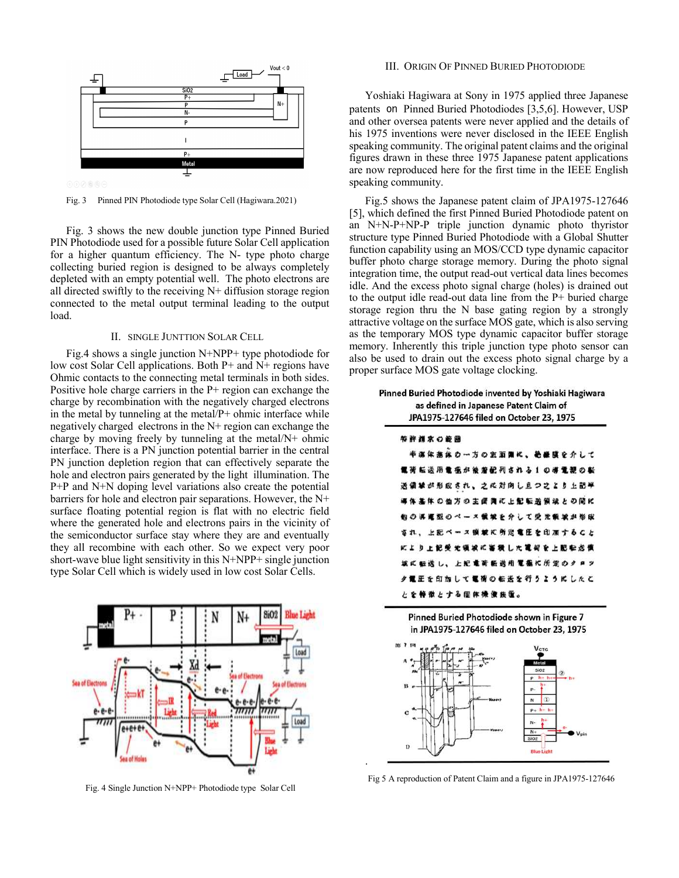Fig. 3 Pinned PIN Photodiode type Solar Cell (Hagiwara.2021)

Fig. 3 shows the new double junction type Pinned Buried PIN Photodiode used for a possible future Solar Cell application for a higher quantum efficiency. The N- type photo charge collecting buried region is designed to be always completely depleted with an empty potential well. The photo electrons are all directed swiftly to the receiving N+ diffusion storage region connected to the metal output terminal leading to the output load.

## II. SINGLE JUNTTION SOLAR CELL

Fig.4 shows a single junction N+NPP+ type photodiode for low cost Solar Cell applications. Both P+ and N+ regions have Ohmic contacts to the connecting metal terminals in both sides. Positive hole charge carriers in the P+ region can exchange the charge by recombination with the negatively charged electrons in the metal by tunneling at the metal/P+ ohmic interface while negatively charged electrons in the N+ region can exchange the charge by moving freely by tunneling at the metal/N+ ohmic interface. There is a PN junction potential barrier in the central PN junction depletion region that can effectively separate the hole and electron pairs generated by the light illumination. The P+P and N+N doping level variations also create the potential barriers for hole and electron pair separations. However, the N+ surface floating potential region is flat with no electric field where the generated hole and electrons pairs in the vicinity of the semiconductor surface stay where they are and eventually they all recombine with each other. So we expect very poor short-wave blue light sensitivity in this N+NPP+ single junction type Solar Cell which is widely used in low cost Solar Cells.

Fig. 4 Single Junction N+NPP+ Photodiode type Solar Cell

## III. ORIGIN OF PINNED BURIED PHOTODIODE

Yoshiaki Hagiwara at Sony in 1975 applied three Japanese patents on Pinned Buried Photodiodes [3,5,6]. However, USP and other oversea patents were never applied and the details of his 1975 inventions were never disclosed in the IEEE English speaking community. The original patent claims and the original figures drawn in these three 1975 Japanese patent applications are now reproduced here for the first time in the IEEE English speaking community.

Fig.5 shows the Japanese patent claim of JPA1975-127646 [5], which defined the first Pinned Buried Photodiode patent on an N+N-P+NP-P triple junction dynamic photo thyristor structure type Pinned Buried Photodiode with a Global Shutter function capability using an MOS/CCD type dynamic capacitor buffer photo charge storage memory. During the photo signal integration time, the output read-out vertical data lines becomes idle. And the excess photo signal charge (holes) is drained out to the output idle read-out data line from the P+ buried charge storage region thru the N base gating region by a strongly attractive voltage on the surface MOS gate, which is also serving as the temporary MOS type dynamic capacitor buffer storage memory. Inherently this triple junction type photo sensor can also be used to drain out the excess photo signal charge by a proper surface MOS gate voltage clocking.

**Pinned Buried Photodiode invented by Yoshiaki Hagiwara as defined in Japanese Patent Claim of JPA1975-127646 filed on October 23, 1975**

特許請求の範囲

半導体基体の一方の主面側に、絶縁膜を介して電荷転送用電極が被着配列される1の導電型の転送領域が形成され、之に対向し且つ之より上記半導体基体の他方の主面側に上記転送領域との間に他の導電型のベース領域を介して受光領域が形成され、上記ベース領域に所定電圧を印加することにより上記受光領域に蓄積した電荷を上記転送領域に転送し、上記電荷転送用電極に所定のクロック電圧を印加して電荷の転送を行うようにしたことを特徴とする固体撮像装置。

**Pinned Buried Photodiode shown in Figure 7 in JPA1975-127646 filed on October 23, 1975**

Fig 5 A reproduction of Patent Claim and a figure in JPA1975-127646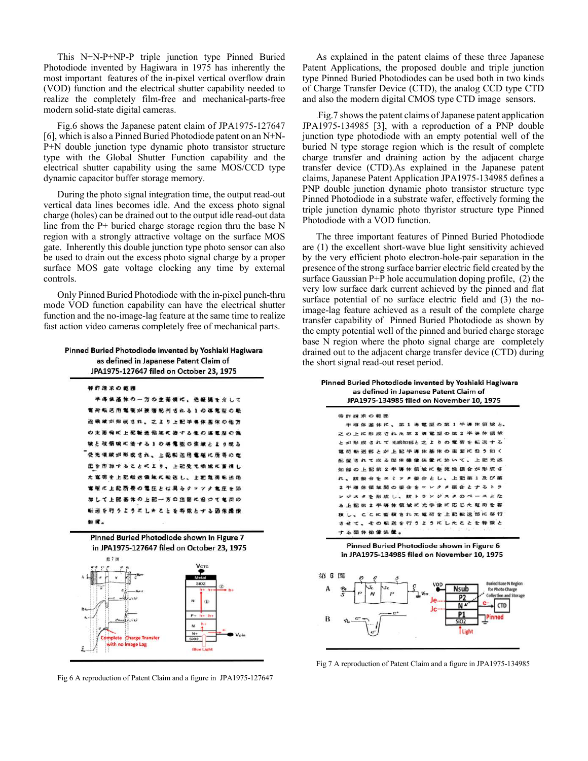This N+N-P+NP-P triple junction type Pinned Buried Photodiode invented by Hagiwara in 1975 has inherently the most important features of the in-pixel vertical overflow drain (VOD) function and the electrical shutter capability needed to realize the completely film-free and mechanical-parts-free modern solid-state digital cameras.

Fig.6 shows the Japanese patent claim of JPA1975-127647 [6], which is also a Pinned Buried Photodiode patent on an N+N-P+N double junction type dynamic photo transistor structure type with the Global Shutter Function capability and the electrical shutter capability using the same MOS/CCD type dynamic capacitor buffer storage memory.

During the photo signal integration time, the output read-out vertical data lines becomes idle. And the excess photo signal charge (holes) can be drained out to the output idle read-out data line from the P+ buried charge storage region thru the base N region with a strongly attractive voltage on the surface MOS gate. Inherently this double junction type photo sensor can also be used to drain out the excess photo signal charge by a proper surface MOS gate voltage clocking any time by external controls.

Only Pinned Buried Photodiode with the in-pixel punch-thru mode VOD function capability can have the electrical shutter function and the no-image-lag feature at the same time to realize fast action video cameras completely free of mechanical parts.

**Pinned Buried Photodiode invented by Yoshiaki Hagiwara as defined in Japanese Patent Claim of JPA1975-127647 filed on October 23, 1975**

特許請求の範囲

半導体基体の一方の主面側に、絶縁膜を介して電荷転送用電極が被覆配列される1の導電型の転送領域が形成され、之より上記半導体基体の他方の主面側に上記転送領域に接する他の導電型の領域と該領域に接する1の導電型の領域とより成る受光領域が形成され、上記転送用電極に所要の電圧を印加することにより、上記受光領域に蓄積した電荷を上記転送領域に転送し、上記電荷転送用電極に上記所要の電圧とは異るクロック電圧を印加して上記基体の上記一方の主面に沿つて電荷の転送を行うようにしたことを特徴とする固体撮像装置。

**Pinned Buried Photodiode shown in Figure 7 in JPA1975-127647 filed on October 23, 1975**

Fig 6 A reproduction of Patent Claim and a figure in JPA1975-127647

As explained in the patent claims of these three Japanese Patent Applications, the proposed double and triple junction type Pinned Buried Photodiodes can be used both in two kinds of Charge Transfer Device (CTD), the analog CCD type CTD and also the modern digital CMOS type CTD image sensors.

Fig.7 shows the patent claims of Japanese patent application JPA1975-134985 [3], with a reproduction of a PNP double junction type photodiode with an empty potential well of the buried N type storage region which is the result of complete charge transfer and draining action by the adjacent charge transfer device (CTD).As explained in the Japanese patent claims, Japanese Patent Application JPA1975-134985 defines a PNP double junction dynamic photo transistor structure type Pinned Photodiode in a substrate wafer, effectively forming the triple junction dynamic photo thyristor structure type Pinned Photodiode with a VOD function.

The three important features of Pinned Buried Photodiode are (1) the excellent short-wave blue light sensitivity achieved by the very efficient photo electron-hole-pair separation in the presence of the strong surface barrier electric field created by the surface Gaussian P+P hole accumulation doping profile, (2) the very low surface dark current achieved by the pinned and flat surface potential of no surface electric field and (3) the no-image-lag feature achieved as a result of the complete charge transfer capability of Pinned Buried Photodiode as shown by the empty potential well of the pinned and buried charge storage base N region where the photo signal charge are completely drained out to the adjacent charge transfer device (CTD) during the short signal read-out reset period.

**Pinned Buried Photodiode invented by Yoshiaki Hagiwara as defined in Japanese Patent Claim of JPA1975-134985 filed on November 10, 1975**

特許請求の範囲

半導体基体に、第1導電型の第1半導体領域と、之の上に形成された第2導電型の第2半導体領域とが形成されて光感知部と之よりの電荷を転送する電荷転送部とが上記半導体基体の主面に沿うく配置されて成る固体撮像装置に於いて、上記光感知部の上記第2半導体領域に整流性接合が形成され、該接合をエミッタ接合とし、上記第1及び第2半導体領域間の接合をコレクタ接合とするトランジスタを形成し、該トランジスタのベースとなる上記第2半導体領域に光学像に応じた電荷を蓄積し、ここに蓄積された電荷を上記転送部に移行させて、その転送を行うようにしたことを特徴とする固体撮像装置。

**Pinned Buried Photodiode shown in Figure 6 in JPA1975-134985 filed on November 10, 1975**

Fig 7 A reproduction of Patent Claim and a figure in JPA1975-134985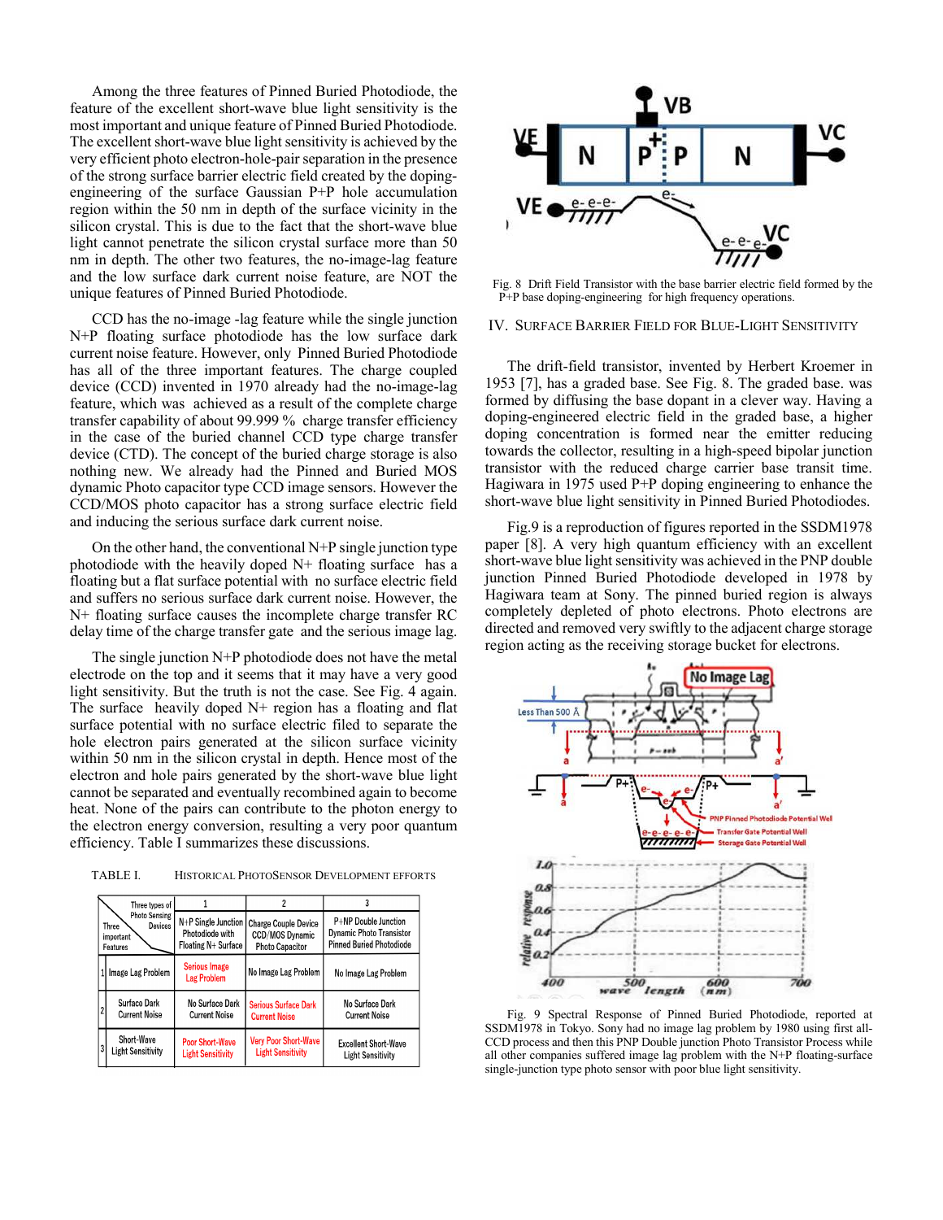Among the three features of Pinned Buried Photodiode, the feature of the excellent short-wave blue light sensitivity is the most important and unique feature of Pinned Buried Photodiode. The excellent short-wave blue light sensitivity is achieved by the very efficient photo electron-hole-pair separation in the presence of the strong surface barrier electric field created by the doping-engineering of the surface Gaussian P+P hole accumulation region within the 50 nm in depth of the surface vicinity in the silicon crystal. This is due to the fact that the short-wave blue light cannot penetrate the silicon crystal surface more than 50 nm in depth. The other two features, the no-image-lag feature and the low surface dark current noise feature, are NOT the unique features of Pinned Buried Photodiode.

CCD has the no-image -lag feature while the single junction N+P floating surface photodiode has the low surface dark current noise feature. However, only Pinned Buried Photodiode has all of the three important features. The charge coupled device (CCD) invented in 1970 already had the no-image-lag feature, which was achieved as a result of the complete charge transfer capability of about 99.999 % charge transfer efficiency in the case of the buried channel CCD type charge transfer device (CTD). The concept of the buried charge storage is also nothing new. We already had the Pinned and Buried MOS dynamic Photo capacitor type CCD image sensors. However the CCD/MOS photo capacitor has a strong surface electric field and inducing the serious surface dark current noise.

On the other hand, the conventional N+P single junction type photodiode with the heavily doped N+ floating surface has a floating but a flat surface potential with no surface electric field and suffers no serious surface dark current noise. However, the N+ floating surface causes the incomplete charge transfer RC delay time of the charge transfer gate and the serious image lag.

The single junction N+P photodiode does not have the metal electrode on the top and it seems that it may have a very good light sensitivity. But the truth is not the case. See Fig. 4 again. The surface heavily doped N+ region has a floating and flat surface potential with no surface electric filed to separate the hole electron pairs generated at the silicon surface vicinity within 50 nm in the silicon crystal in depth. Hence most of the electron and hole pairs generated by the short-wave blue light cannot be separated and eventually recombined again to become heat. None of the pairs can contribute to the photon energy to the electron energy conversion, resulting a very poor quantum efficiency. Table I summarizes these discussions.

TABLE I. HISTORICAL PHOTOSENSOR DEVELOPMENT EFFORTS

| | Three important Features / Three types of Photo Sensing Devices | 1 | 2 | 3 |
|---|---|---|---|---|
| | | N+P Single Junction Photodiode with Floating N+ Surface | Charge Couple Device CCD/MOS Dynamic Photo Capacitor | P+NP Double Junction Dynamic Photo Transistor Pinned Buried Photodiode |
| 1 | Image Lag Problem | Serious Image Lag Problem | No Image Lag Problem | No Image Lag Problem |
| 2 | Surface Dark Current Noise | No Surface Dark Current Noise | Serious Surface Dark Current Noise | No Surface Dark Current Noise |
| 3 | Short-Wave Light Sensitivity | Poor Short-Wave Light Sensitivity | Very Poor Short-Wave Light Sensitivity | Excellent Short-Wave Light Sensitivity |

Fig. 8 Drift Field Transistor with the base barrier electric field formed by the P+P base doping-engineering for high frequency operations.

## IV. Surface Barrier Field for Blue-Light Sensitivity

The drift-field transistor, invented by Herbert Kroemer in 1953 [7], has a graded base. See Fig. 8. The graded base. was formed by diffusing the base dopant in a clever way. Having a doping-engineered electric field in the graded base, a higher doping concentration is formed near the emitter reducing towards the collector, resulting in a high-speed bipolar junction transistor with the reduced charge carrier base transit time. Hagiwara in 1975 used P+P doping engineering to enhance the short-wave blue light sensitivity in Pinned Buried Photodiodes.

Fig.9 is a reproduction of figures reported in the SSDM1978 paper [8]. A very high quantum efficiency with an excellent short-wave blue light sensitivity was achieved in the PNP double junction Pinned Buried Photodiode developed in 1978 by Hagiwara team at Sony. The pinned buried region is always completely depleted of photo electrons. Photo electrons are directed and removed very swiftly to the adjacent charge storage region acting as the receiving storage bucket for electrons.

Fig. 9 Spectral Response of Pinned Buried Photodiode, reported at SSDM1978 in Tokyo. Sony had no image lag problem by 1980 using first all-CCD process and then this PNP Double junction Photo Transistor Process while all other companies suffered image lag problem with the N+P floating-surface single-junction type photo sensor with poor blue light sensitivity.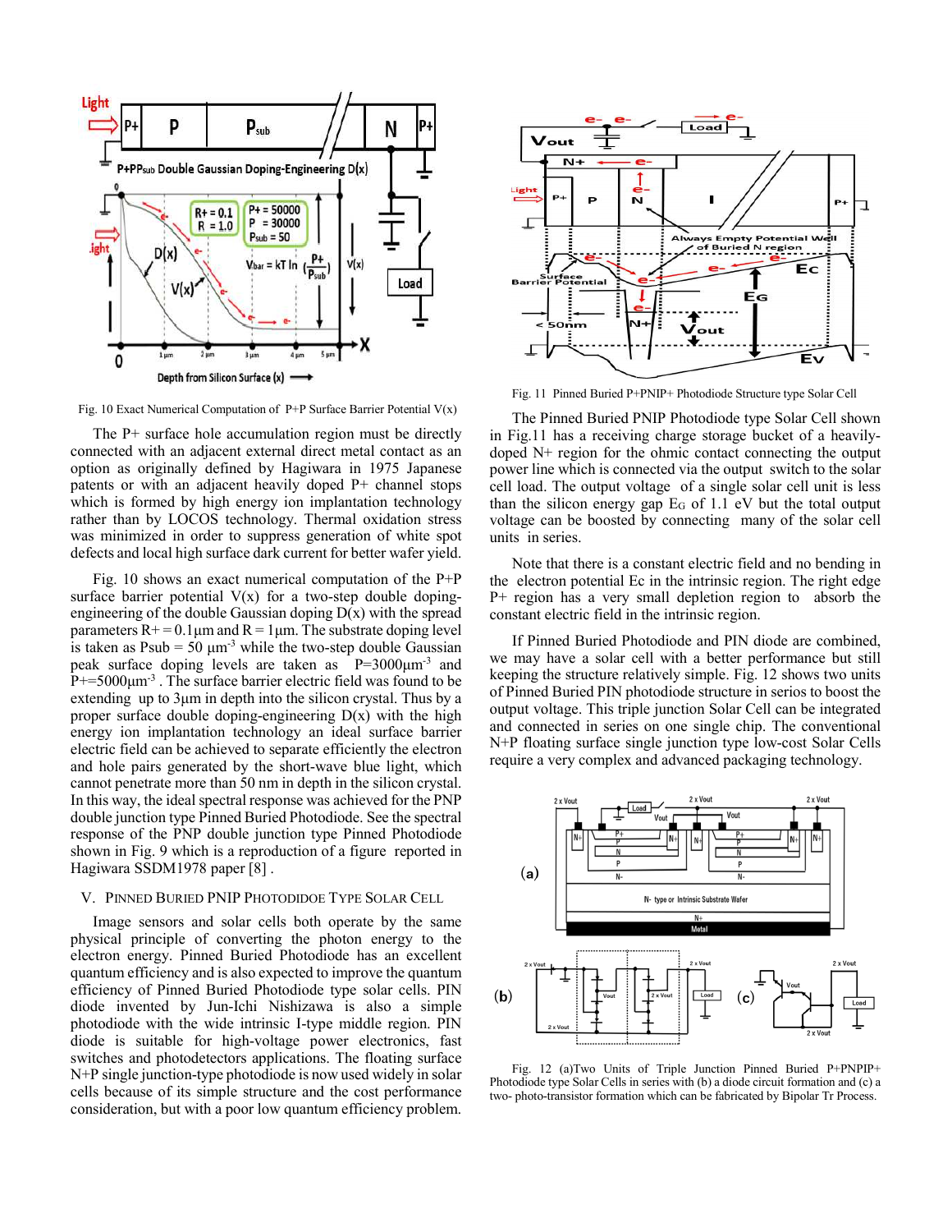Fig. 10 Exact Numerical Computation of P+P Surface Barrier Potential V(x)

The P+ surface hole accumulation region must be directly connected with an adjacent external direct metal contact as an option as originally defined by Hagiwara in 1975 Japanese patents or with an adjacent heavily doped P+ channel stops which is formed by high energy ion implantation technology rather than by LOCOS technology. Thermal oxidation stress was minimized in order to suppress generation of white spot defects and local high surface dark current for better wafer yield.

Fig. 10 shows an exact numerical computation of the P+P surface barrier potential V(x) for a two-step double doping-engineering of the double Gaussian doping D(x) with the spread parameters R+ = 0.1μm and R = 1μm. The substrate doping level is taken as Psub = 50 $\mu m^{-3}$ while the two-step double Gaussian peak surface doping levels are taken as P=3000$\mu m^{-3}$ and P+=5000$\mu m^{-3}$ . The surface barrier electric field was found to be extending up to 3μm in depth into the silicon crystal. Thus by a proper surface double doping-engineering D(x) with the high energy ion implantation technology an ideal surface barrier electric field can be achieved to separate efficiently the electron and hole pairs generated by the short-wave blue light, which cannot penetrate more than 50 nm in depth in the silicon crystal. In this way, the ideal spectral response was achieved for the PNP double junction type Pinned Buried Photodiode. See the spectral response of the PNP double junction type Pinned Buried Photodiode shown in Fig. 9 which is a reproduction of a figure reported in Hagiwara SSDM1978 paper [8] .

## V. Pinned Buried PNIP Photodidoe Type Solar Cell

Image sensors and solar cells both operate by the same physical principle of converting the photon energy to the electron energy. Pinned Buried Photodiode has an excellent quantum efficiency and is also expected to improve the quantum efficiency of Pinned Buried Photodiode type solar cells. PIN diode invented by Jun-Ichi Nishizawa is also a simple photodiode with the wide intrinsic I-type middle region. PIN diode is suitable for high-voltage power electronics, fast switches and photodetectors applications. The floating surface N+P single junction-type photodiode is now used widely in solar cells because of its simple structure and the cost performance consideration, but with a poor low quantum efficiency problem.

Fig. 11 Pinned Buried P+PNIP+ Photodiode Structure type Solar Cell

The Pinned Buried PNIP Photodiode type Solar Cell shown in Fig.11 has a receiving charge storage bucket of a heavily-doped N+ region for the ohmic contact connecting the output power line which is connected via the output switch to the solar cell load. The output voltage of a single solar cell unit is less than the silicon energy gap $E_G$ of 1.1 eV but the total output voltage can be boosted by connecting many of the solar cell units in series.

Note that there is a constant electric field and no bending in the electron potential Ec in the intrinsic region. The right edge P+ region has a very small depletion region to absorb the constant electric field in the intrinsic region.

If Pinned Buried Photodiode and PIN diode are combined, we may have a solar cell with a better performance but still keeping the structure relatively simple. Fig. 12 shows two units of Pinned Buried PIN photodiode structure in serios to boost the output voltage. This triple junction Solar Cell can be integrated and connected in series on one single chip. The conventional N+P floating surface single junction type low-cost Solar Cells require a very complex and advanced packaging technology.

Fig. 12 (a)Two Units of Triple Junction Pinned Buried P+PNPIP+ Photodiode type Solar Cells in series with (b) a diode circuit formation and (c) a two- photo-transistor formation which can be fabricated by Bipolar Tr Process.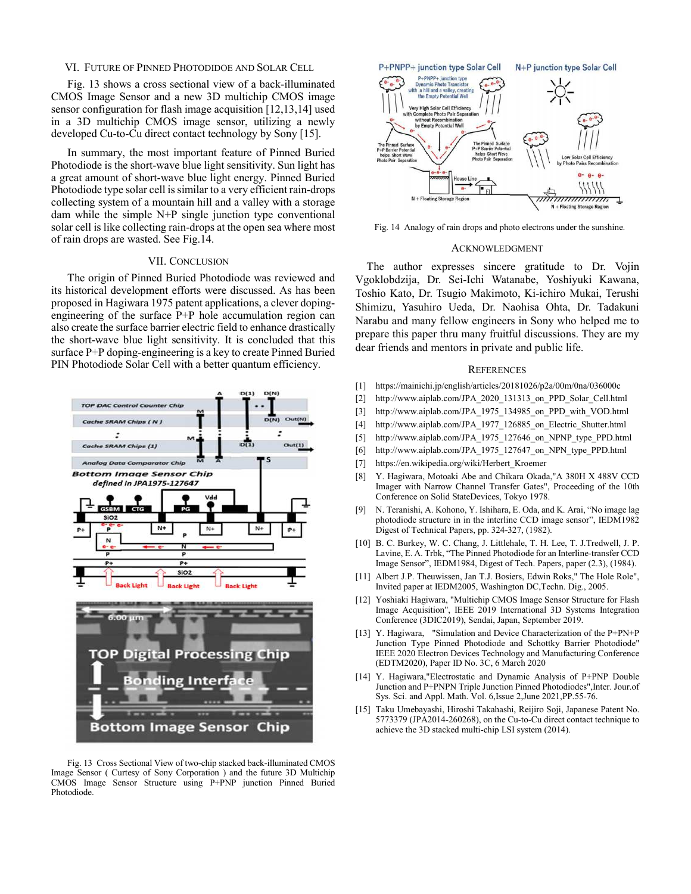## VI. Future of Pinned Photodidoe and Solar Cell

Fig. 13 shows a cross sectional view of a back-illuminated CMOS Image Sensor and a new 3D multichip CMOS image sensor configuration for flash image acquisition [12,13,14] used in a 3D multichip CMOS image sensor, utilizing a newly developed Cu-to-Cu direct contact technology by Sony [15].

In summary, the most important feature of Pinned Buried Photodiode is the short-wave blue light sensitivity. Sun light has a great amount of short-wave blue light energy. Pinned Buried Photodiode type solar cell is similar to a very efficient rain-drops collecting system of a mountain hill and a valley with a storage dam while the simple N+P single junction type conventional solar cell is like collecting rain-drops at the open sea where most of rain drops are wasted. See Fig.14.

## VII. Conclusion

The origin of Pinned Buried Photodiode was reviewed and its historical development efforts were discussed. As has been proposed in Hagiwara 1975 patent applications, a clever doping-engineering of the surface P+P hole accumulation region can also create the surface barrier electric field to enhance drastically the short-wave blue light sensitivity. It is concluded that this surface P+P doping-engineering is a key to create Pinned Buried PIN Photodiode Solar Cell with a better quantum efficiency.

Fig. 13 Cross Sectional View of two-chip stacked back-illuminated CMOS Image Sensor ( Curtesy of Sony Corporation ) and the future 3D Multichip CMOS Image Sensor Structure using P+PNP junction Pinned Buried Photodiode.

Fig. 14 Analogy of rain drops and photo electrons under the sunshine.

## Acknowledgment

The author expresses sincere gratitude to Dr. Vojin Vgoklobdzija, Dr. Sei-Ichi Watanabe, Yoshiyuki Kawana, Toshio Kato, Dr. Tsugio Makimoto, Ki-ichiro Mukai, Terushi Shimizu, Yasuhiro Ueda, Dr. Naohisa Ohta, Dr. Tadakuni Narabu and many fellow engineers in Sony who helped me to prepare this paper thru many fruitful discussions. They are my dear friends and mentors in private and public life.

## References

[1] https://mainichi.jp/english/articles/20181026/p2a/00m/0na/036000c

[2] http://www.aiplab.com/JPA_2020_131313_on_PPD_Solar_Cell.html

[3] http://www.aiplab.com/JPA_1975_134985_on_PPD_with_VOD.html

[4] http://www.aiplab.com/JPA_1977_126885_on_Electric_Shutter.html

[5] http://www.aiplab.com/JPA_1975_127646_on_NPNP_type_PPD.html

[6] http://www.aiplab.com/JPA_1975_127647_on_NPN_type_PPD.html

[7] https://en.wikipedia.org/wiki/Herbert_Kroemer

[8] Y. Hagiwara, Motoaki Abe and Chikara Okada,"A 380H X 488V CCD Imager with Narrow Channel Transfer Gates", Proceeding of the 10th Conference on Solid StateDevices, Tokyo 1978.

[9] N. Teranishi, A. Kohono, Y. Ishihara, E. Oda, and K. Arai, "No image lag photodiode structure in in the interline CCD image sensor", IEDM1982 Digest of Technical Papers, pp. 324-327, (1982).

[10] B. C. Burkey, W. C. Chang, J. Littlehale, T. H. Lee, T. J.Tredwell, J. P. Lavine, E. A. Trbk, "The Pinned Photodiode for an Interline-transfer CCD Image Sensor", IEDM1984, Digest of Tech. Papers, paper (2.3), (1984).

[11] Albert J.P. Theuwissen, Jan T.J. Bosiers, Edwin Roks," The Hole Role", Invited paper at IEDM2005, Washington DC,Techn. Dig., 2005.

[12] Yoshiaki Hagiwara, "Multichip CMOS Image Sensor Structure for Flash Image Acquisition", IEEE 2019 International 3D Systems Integration Conference (3DIC2019), Sendai, Japan, September 2019.

[13] Y. Hagiwara, "Simulation and Device Characterization of the P+PN+P Junction Type Pinned Photodiode and Schottky Barrier Photodiode" IEEE 2020 Electron Devices Technology and Manufacturing Conference (EDTM2020), Paper ID No. 3C, 6 March 2020

[14] Y. Hagiwara,"Electrostatic and Dynamic Analysis of P+PNP Double Junction and P+PNPN Triple Junction Pinned Photodiodes",Inter. Jour.of Sys. Sci. and Appl. Math. Vol. 6,Issue 2,June 2021,PP.55-76.

[15] Taku Umebayashi, Hiroshi Takahashi, Reijiro Soji, Japanese Patent No. 5773379 (JPA2014-260268), on the Cu-to-Cu direct contact technique to achieve the 3D stacked multi-chip LSI system (2014).